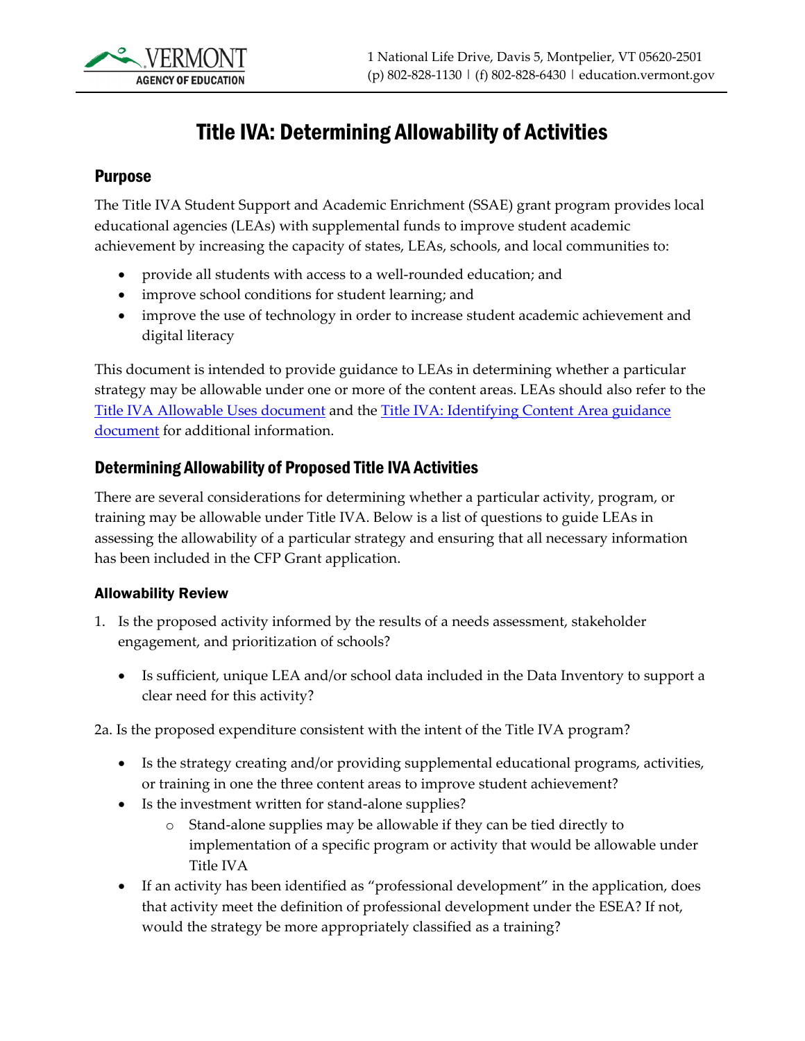# Title IVA: Determining Allowability of Activities

## Purpose

The Title IVA Student Support and Academic Enrichment (SSAE) grant program provides local educational agencies (LEAs) with supplemental funds to improve student academic achievement by increasing the capacity of states, LEAs, schools, and local communities to:

- provide all students with access to a well-rounded education; and
- improve school conditions for student learning; and
- improve the use of technology in order to increase student academic achievement and digital literacy

This document is intended to provide guidance to LEAs in determining whether a particular strategy may be allowable under one or more of the content areas. LEAs should also refer to the Title IVA Allowable Uses document and the Title IVA: Identifying Content Area guidance document for additional information.

## Determining Allowability of Proposed Title IVA Activities

There are several considerations for determining whether a particular activity, program, or training may be allowable under Title IVA. Below is a list of questions to guide LEAs in assessing the allowability of a particular strategy and ensuring that all necessary information has been included in the CFP Grant application.

### Allowability Review

1. Is the proposed activity informed by the results of a needs assessment, stakeholder engagement, and prioritization of schools?
   - Is sufficient, unique LEA and/or school data included in the Data Inventory to support a clear need for this activity?

2a. Is the proposed expenditure consistent with the intent of the Title IVA program?

- Is the strategy creating and/or providing supplemental educational programs, activities, or training in one the three content areas to improve student achievement?
- Is the investment written for stand-alone supplies?
  - Stand-alone supplies may be allowable if they can be tied directly to implementation of a specific program or activity that would be allowable under Title IVA
- If an activity has been identified as "professional development" in the application, does that activity meet the definition of professional development under the ESEA? If not, would the strategy be more appropriately classified as a training?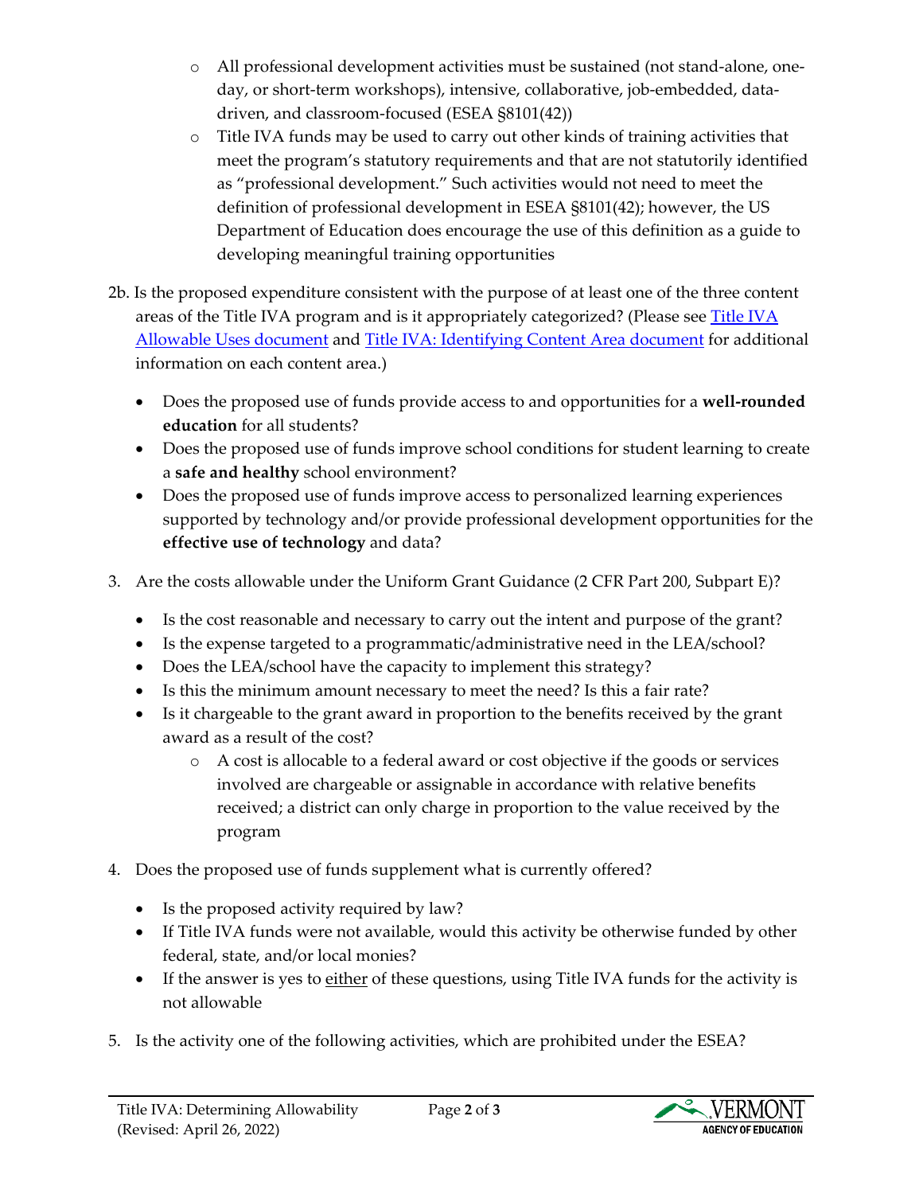- All professional development activities must be sustained (not stand-alone, one-day, or short-term workshops), intensive, collaborative, job-embedded, data-driven, and classroom-focused (ESEA §8101(42))
  - Title IVA funds may be used to carry out other kinds of training activities that meet the program's statutory requirements and that are not statutorily identified as "professional development." Such activities would not need to meet the definition of professional development in ESEA §8101(42); however, the US Department of Education does encourage the use of this definition as a guide to developing meaningful training opportunities

2b. Is the proposed expenditure consistent with the purpose of at least one of the three content areas of the Title IVA program and is it appropriately categorized? (Please see Title IVA Allowable Uses document and Title IVA: Identifying Content Area document for additional information on each content area.)

- Does the proposed use of funds provide access to and opportunities for a **well-rounded education** for all students?
- Does the proposed use of funds improve school conditions for student learning to create a **safe and healthy** school environment?
- Does the proposed use of funds improve access to personalized learning experiences supported by technology and/or provide professional development opportunities for the **effective use of technology** and data?

3. Are the costs allowable under the Uniform Grant Guidance (2 CFR Part 200, Subpart E)?
   - Is the cost reasonable and necessary to carry out the intent and purpose of the grant?
   - Is the expense targeted to a programmatic/administrative need in the LEA/school?
   - Does the LEA/school have the capacity to implement this strategy?
   - Is this the minimum amount necessary to meet the need? Is this a fair rate?
   - Is it chargeable to the grant award in proportion to the benefits received by the grant award as a result of the cost?
     - A cost is allocable to a federal award or cost objective if the goods or services involved are chargeable or assignable in accordance with relative benefits received; a district can only charge in proportion to the value received by the program
4. Does the proposed use of funds supplement what is currently offered?
   - Is the proposed activity required by law?
   - If Title IVA funds were not available, would this activity be otherwise funded by other federal, state, and/or local monies?
   - If the answer is yes to <u>either</u> of these questions, using Title IVA funds for the activity is not allowable
5. Is the activity one of the following activities, which are prohibited under the ESEA?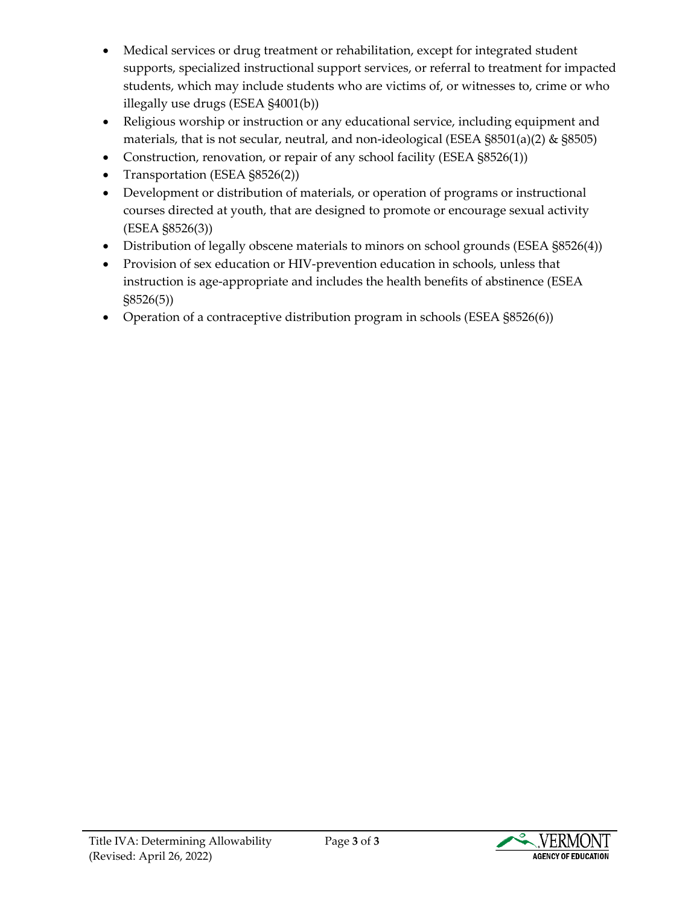- Medical services or drug treatment or rehabilitation, except for integrated student supports, specialized instructional support services, or referral to treatment for impacted students, which may include students who are victims of, or witnesses to, crime or who illegally use drugs (ESEA §4001(b))
- Religious worship or instruction or any educational service, including equipment and materials, that is not secular, neutral, and non-ideological (ESEA §8501(a)(2) & §8505)
- Construction, renovation, or repair of any school facility (ESEA §8526(1))
- Transportation (ESEA §8526(2))
- Development or distribution of materials, or operation of programs or instructional courses directed at youth, that are designed to promote or encourage sexual activity (ESEA §8526(3))
- Distribution of legally obscene materials to minors on school grounds (ESEA §8526(4))
- Provision of sex education or HIV-prevention education in schools, unless that instruction is age-appropriate and includes the health benefits of abstinence (ESEA §8526(5))
- Operation of a contraceptive distribution program in schools (ESEA §8526(6))